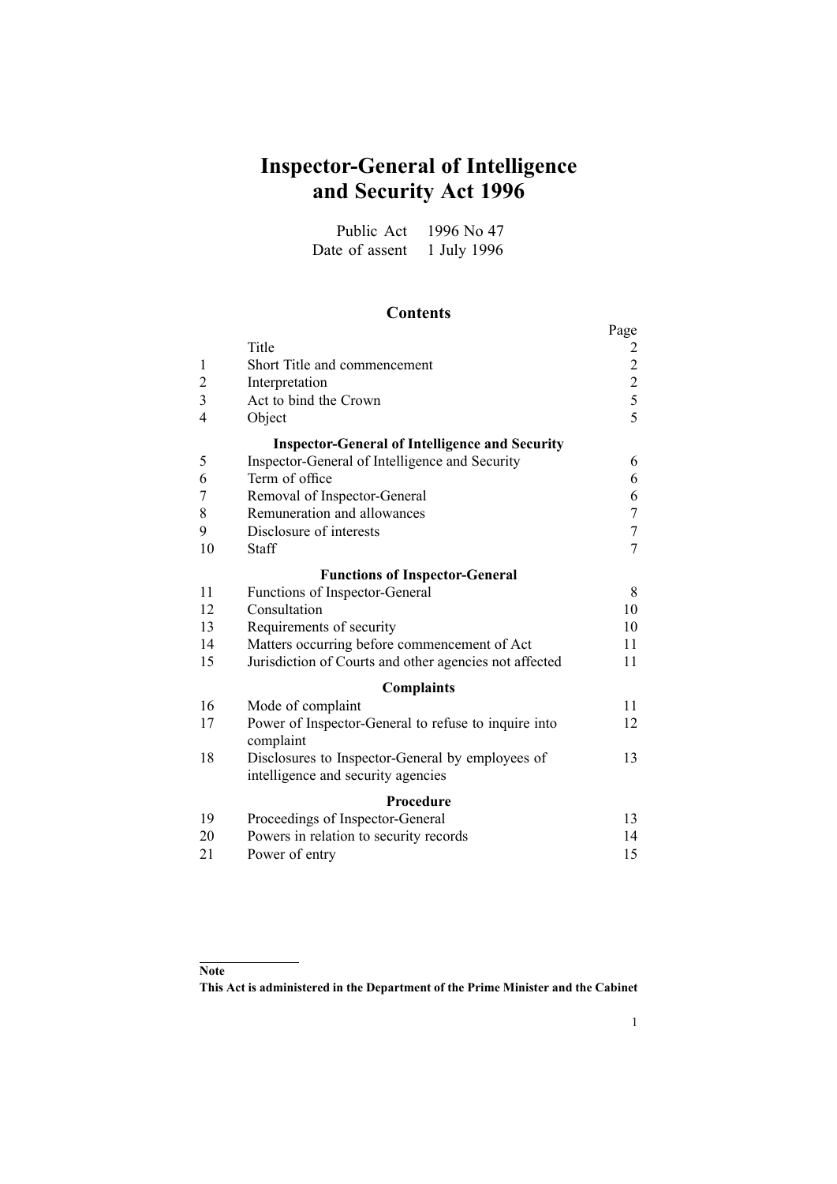# Inspector-General of Intelligence and Security Act 1996

Public Act 1996 No 47
Date of assent 1 July 1996

## Contents

| | | Page |
|---|---|---|
| | Title | 2 |
| 1 | Short Title and commencement | 2 |
| 2 | Interpretation | 2 |
| 3 | Act to bind the Crown | 5 |
| 4 | Object | 5 |
| | **Inspector-General of Intelligence and Security** | |
| 5 | Inspector-General of Intelligence and Security | 6 |
| 6 | Term of office | 6 |
| 7 | Removal of Inspector-General | 6 |
| 8 | Remuneration and allowances | 7 |
| 9 | Disclosure of interests | 7 |
| 10 | Staff | 7 |
| | **Functions of Inspector-General** | |
| 11 | Functions of Inspector-General | 8 |
| 12 | Consultation | 10 |
| 13 | Requirements of security | 10 |
| 14 | Matters occurring before commencement of Act | 11 |
| 15 | Jurisdiction of Courts and other agencies not affected | 11 |
| | **Complaints** | |
| 16 | Mode of complaint | 11 |
| 17 | Power of Inspector-General to refuse to inquire into complaint | 12 |
| 18 | Disclosures to Inspector-General by employees of intelligence and security agencies | 13 |
| | **Procedure** | |
| 19 | Proceedings of Inspector-General | 13 |
| 20 | Powers in relation to security records | 14 |
| 21 | Power of entry | 15 |

**Note**
**This Act is administered in the Department of the Prime Minister and the Cabinet**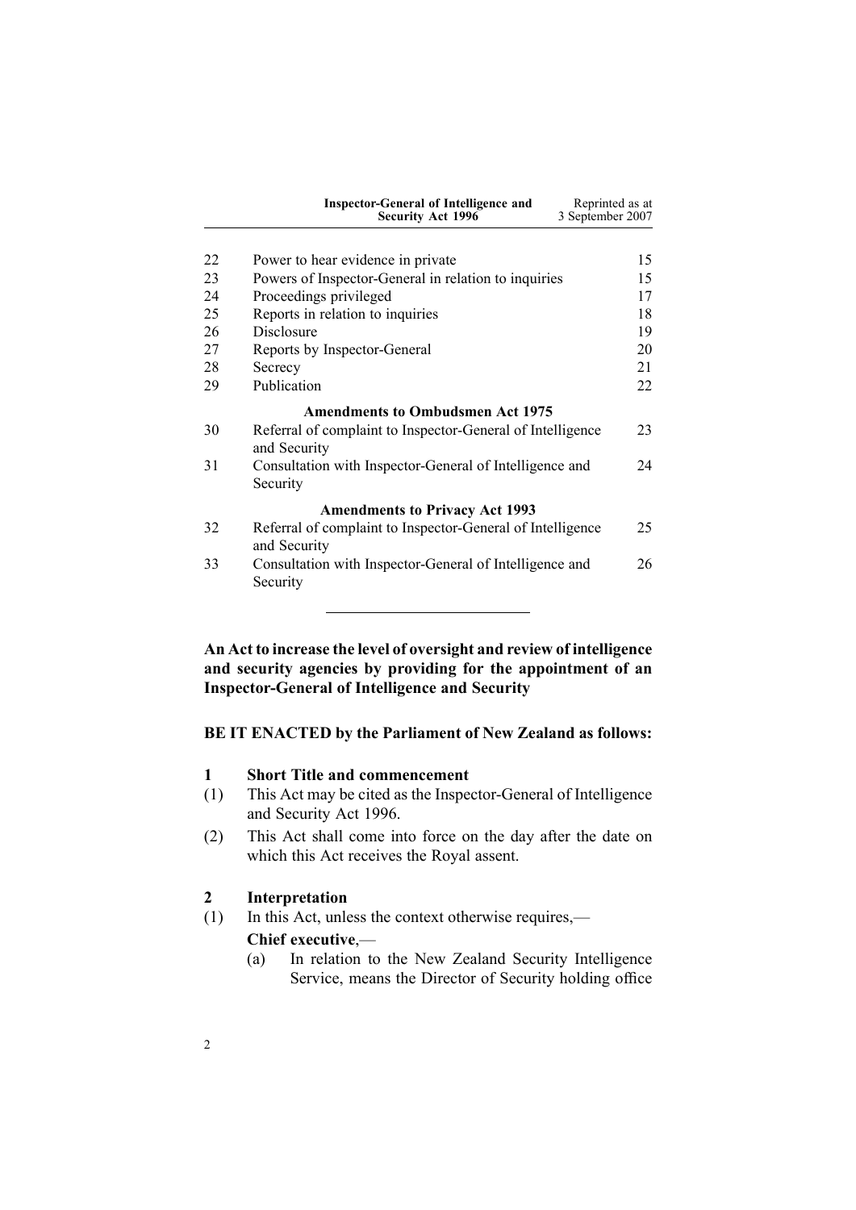| | | |
|---|---|---|
| 22 | Power to hear evidence in private | 15 |
| 23 | Powers of Inspector-General in relation to inquiries | 15 |
| 24 | Proceedings privileged | 17 |
| 25 | Reports in relation to inquiries | 18 |
| 26 | Disclosure | 19 |
| 27 | Reports by Inspector-General | 20 |
| 28 | Secrecy | 21 |
| 29 | Publication | 22 |
| | **Amendments to Ombudsmen Act 1975** | |
| 30 | Referral of complaint to Inspector-General of Intelligence and Security | 23 |
| 31 | Consultation with Inspector-General of Intelligence and Security | 24 |
| | **Amendments to Privacy Act 1993** | |
| 32 | Referral of complaint to Inspector-General of Intelligence and Security | 25 |
| 33 | Consultation with Inspector-General of Intelligence and Security | 26 |

---

**An Act to increase the level of oversight and review of intelligence and security agencies by providing for the appointment of an Inspector-General of Intelligence and Security**

**BE IT ENACTED by the Parliament of New Zealand as follows:**

### 1 Short Title and commencement

(1) This Act may be cited as the Inspector-General of Intelligence and Security Act 1996.

(2) This Act shall come into force on the day after the date on which this Act receives the Royal assent.

### 2 Interpretation

(1) In this Act, unless the context otherwise requires,—

**Chief executive**,—

(a) In relation to the New Zealand Security Intelligence Service, means the Director of Security holding office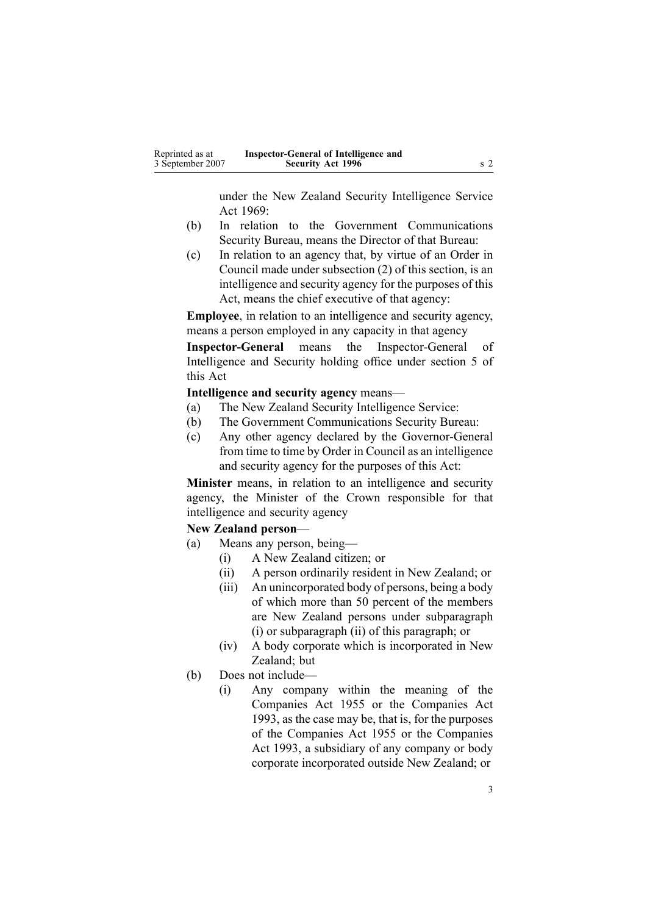under the New Zealand Security Intelligence Service Act 1969:

(b) In relation to the Government Communications Security Bureau, means the Director of that Bureau:

(c) In relation to an agency that, by virtue of an Order in Council made under subsection (2) of this section, is an intelligence and security agency for the purposes of this Act, means the chief executive of that agency:

**Employee**, in relation to an intelligence and security agency, means a person employed in any capacity in that agency

**Inspector-General** means the Inspector-General of Intelligence and Security holding office under section 5 of this Act

**Intelligence and security agency** means—

(a) The New Zealand Security Intelligence Service:

(b) The Government Communications Security Bureau:

(c) Any other agency declared by the Governor-General from time to time by Order in Council as an intelligence and security agency for the purposes of this Act:

**Minister** means, in relation to an intelligence and security agency, the Minister of the Crown responsible for that intelligence and security agency

**New Zealand person**—

(a) Means any person, being—

  (i) A New Zealand citizen; or

  (ii) A person ordinarily resident in New Zealand; or

  (iii) An unincorporated body of persons, being a body of which more than 50 percent of the members are New Zealand persons under subparagraph (i) or subparagraph (ii) of this paragraph; or

  (iv) A body corporate which is incorporated in New Zealand; but

(b) Does not include—

  (i) Any company within the meaning of the Companies Act 1955 or the Companies Act 1993, as the case may be, that is, for the purposes of the Companies Act 1955 or the Companies Act 1993, a subsidiary of any company or body corporate incorporated outside New Zealand; or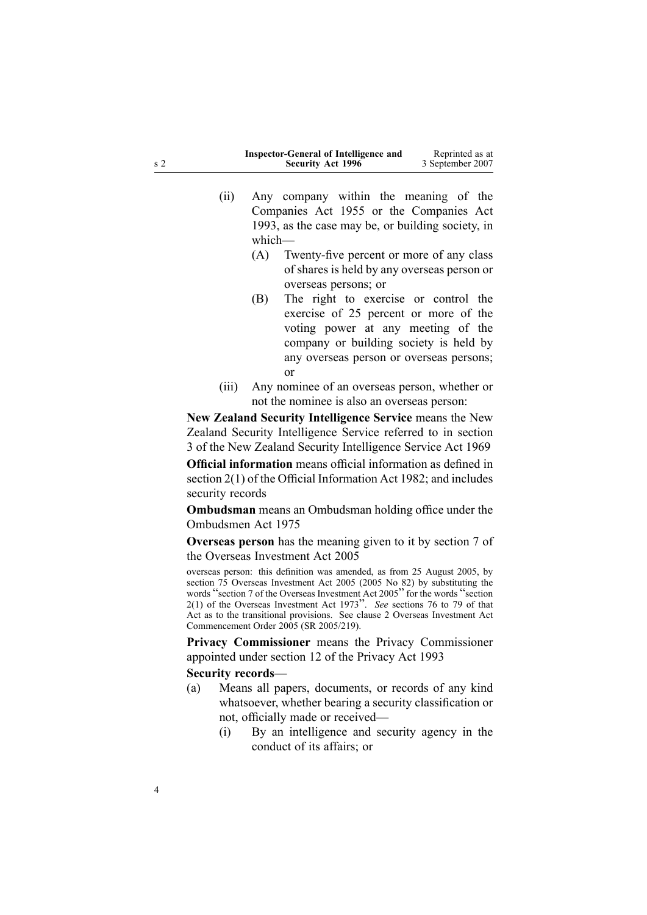(ii) Any company within the meaning of the Companies Act 1955 or the Companies Act 1993, as the case may be, or building society, in which—

   (A) Twenty-five percent or more of any class of shares is held by any overseas person or overseas persons; or

   (B) The right to exercise or control the exercise of 25 percent or more of the voting power at any meeting of the company or building society is held by any overseas person or overseas persons; or

(iii) Any nominee of an overseas person, whether or not the nominee is also an overseas person:

**New Zealand Security Intelligence Service** means the New Zealand Security Intelligence Service referred to in section 3 of the New Zealand Security Intelligence Service Act 1969

**Official information** means official information as defined in section 2(1) of the Official Information Act 1982; and includes security records

**Ombudsman** means an Ombudsman holding office under the Ombudsmen Act 1975

**Overseas person** has the meaning given to it by section 7 of the Overseas Investment Act 2005

overseas person: this definition was amended, as from 25 August 2005, by section 75 Overseas Investment Act 2005 (2005 No 82) by substituting the words "section 7 of the Overseas Investment Act 2005" for the words "section 2(1) of the Overseas Investment Act 1973". *See* sections 76 to 79 of that Act as to the transitional provisions. See clause 2 Overseas Investment Act Commencement Order 2005 (SR 2005/219).

**Privacy Commissioner** means the Privacy Commissioner appointed under section 12 of the Privacy Act 1993

**Security records**—

(a) Means all papers, documents, or records of any kind whatsoever, whether bearing a security classification or not, officially made or received—

   (i) By an intelligence and security agency in the conduct of its affairs; or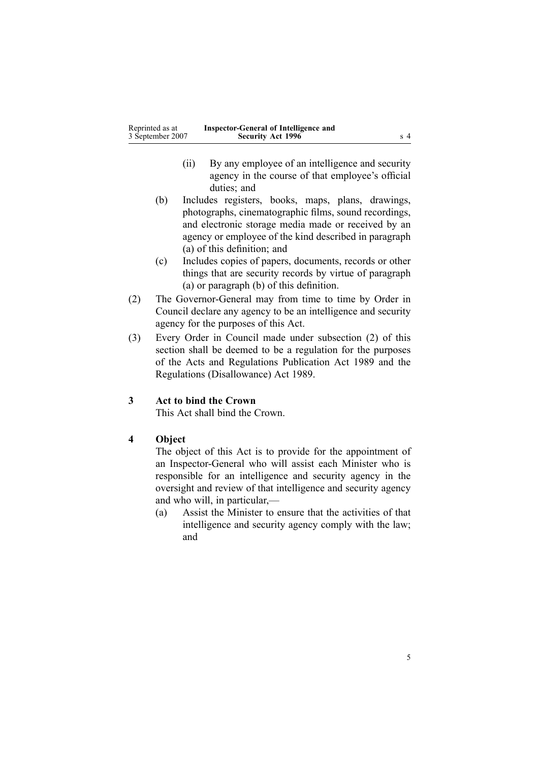(ii) By any employee of an intelligence and security agency in the course of that employee's official duties; and

(b) Includes registers, books, maps, plans, drawings, photographs, cinematographic films, sound recordings, and electronic storage media made or received by an agency or employee of the kind described in paragraph (a) of this definition; and

(c) Includes copies of papers, documents, records or other things that are security records by virtue of paragraph (a) or paragraph (b) of this definition.

(2) The Governor-General may from time to time by Order in Council declare any agency to be an intelligence and security agency for the purposes of this Act.

(3) Every Order in Council made under subsection (2) of this section shall be deemed to be a regulation for the purposes of the Acts and Regulations Publication Act 1989 and the Regulations (Disallowance) Act 1989.

### 3 Act to bind the Crown

This Act shall bind the Crown.

### 4 Object

The object of this Act is to provide for the appointment of an Inspector-General who will assist each Minister who is responsible for an intelligence and security agency in the oversight and review of that intelligence and security agency and who will, in particular,—

(a) Assist the Minister to ensure that the activities of that intelligence and security agency comply with the law; and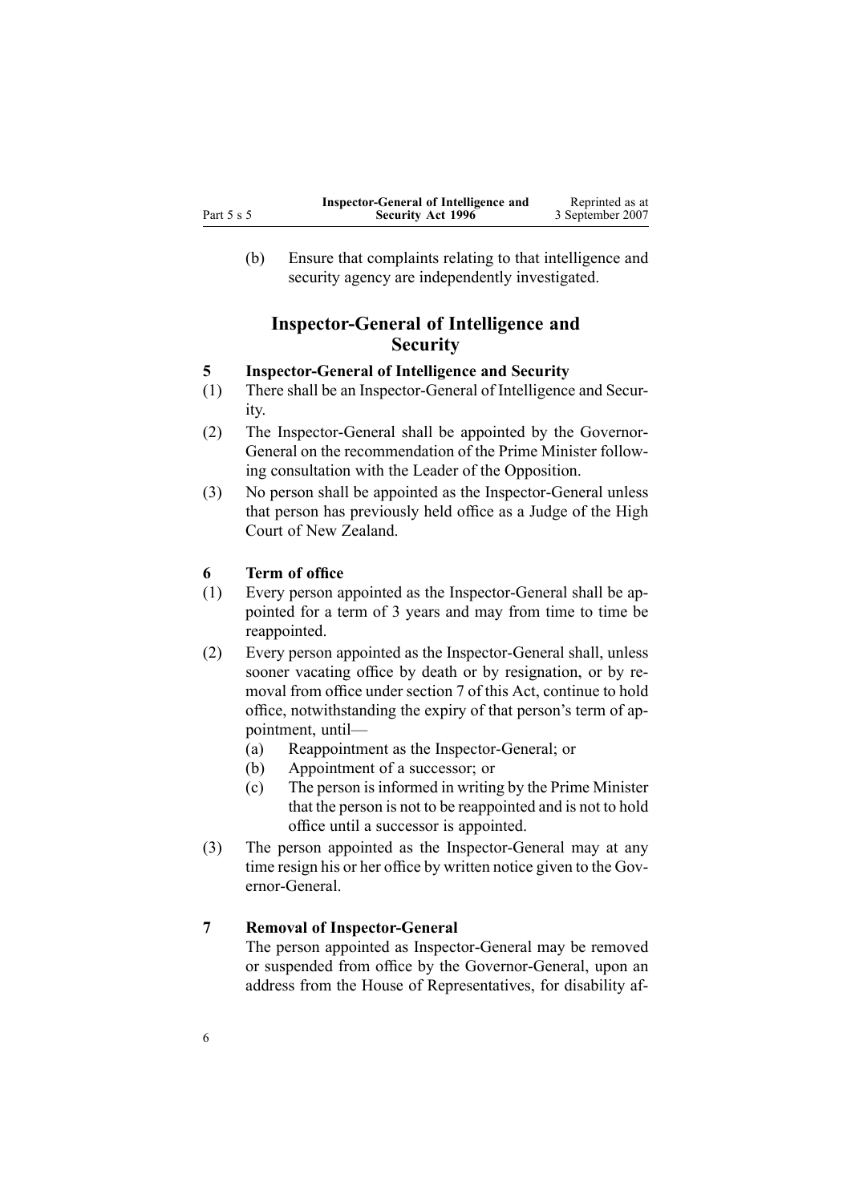(b) Ensure that complaints relating to that intelligence and security agency are independently investigated.

## Inspector-General of Intelligence and Security

### 5 Inspector-General of Intelligence and Security

(1) There shall be an Inspector-General of Intelligence and Security.

(2) The Inspector-General shall be appointed by the Governor-General on the recommendation of the Prime Minister following consultation with the Leader of the Opposition.

(3) No person shall be appointed as the Inspector-General unless that person has previously held office as a Judge of the High Court of New Zealand.

### 6 Term of office

(1) Every person appointed as the Inspector-General shall be appointed for a term of 3 years and may from time to time be reappointed.

(2) Every person appointed as the Inspector-General shall, unless sooner vacating office by death or by resignation, or by removal from office under section 7 of this Act, continue to hold office, notwithstanding the expiry of that person's term of appointment, until—

- (a) Reappointment as the Inspector-General; or
- (b) Appointment of a successor; or
- (c) The person is informed in writing by the Prime Minister that the person is not to be reappointed and is not to hold office until a successor is appointed.

(3) The person appointed as the Inspector-General may at any time resign his or her office by written notice given to the Governor-General.

### 7 Removal of Inspector-General

The person appointed as Inspector-General may be removed or suspended from office by the Governor-General, upon an address from the House of Representatives, for disability af-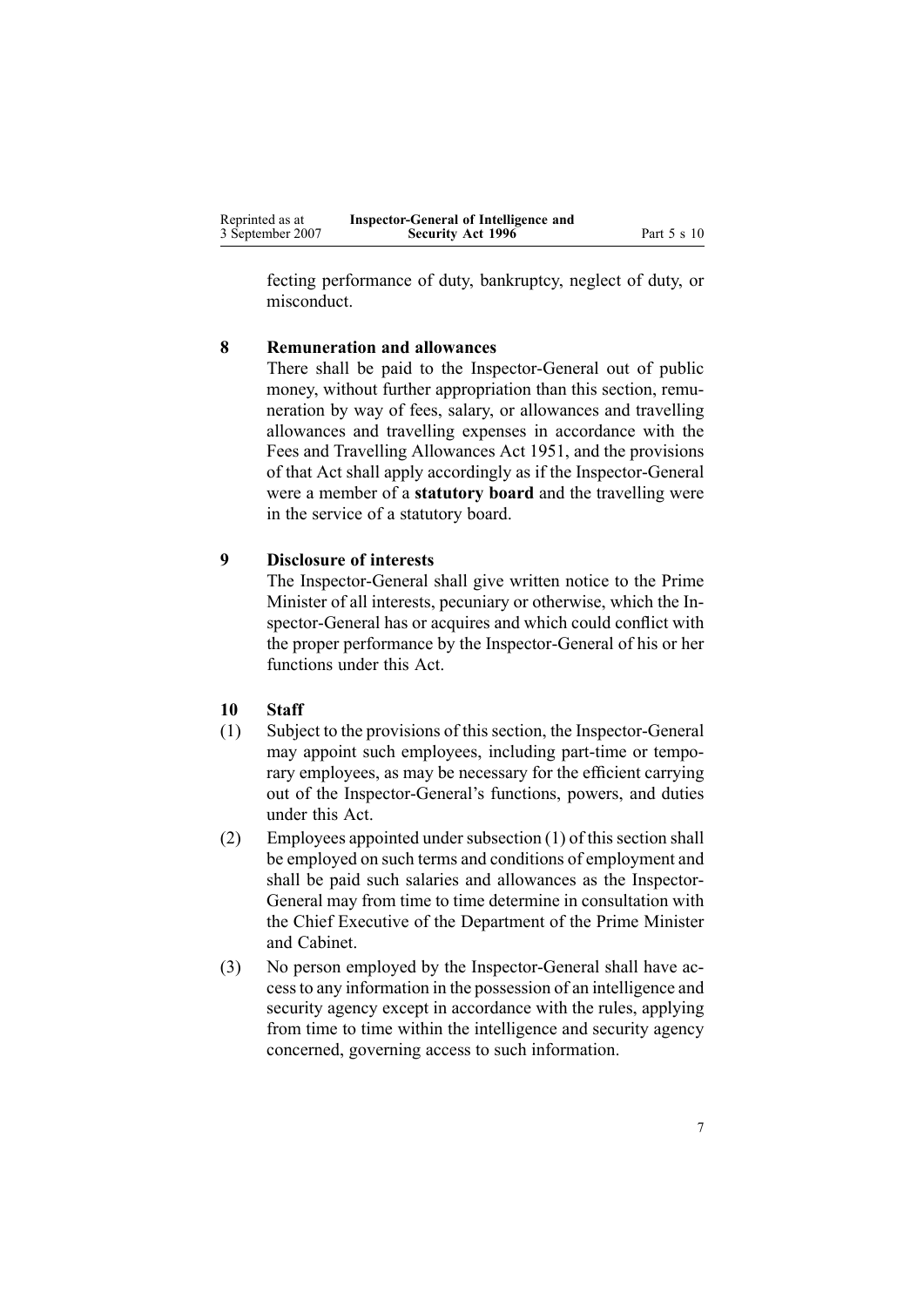fecting performance of duty, bankruptcy, neglect of duty, or misconduct.

### 8 Remuneration and allowances

There shall be paid to the Inspector-General out of public money, without further appropriation than this section, remuneration by way of fees, salary, or allowances and travelling allowances and travelling expenses in accordance with the Fees and Travelling Allowances Act 1951, and the provisions of that Act shall apply accordingly as if the Inspector-General were a member of a **statutory board** and the travelling were in the service of a statutory board.

### 9 Disclosure of interests

The Inspector-General shall give written notice to the Prime Minister of all interests, pecuniary or otherwise, which the Inspector-General has or acquires and which could conflict with the proper performance by the Inspector-General of his or her functions under this Act.

### 10 Staff

(1) Subject to the provisions of this section, the Inspector-General may appoint such employees, including part-time or temporary employees, as may be necessary for the efficient carrying out of the Inspector-General's functions, powers, and duties under this Act.

(2) Employees appointed under subsection (1) of this section shall be employed on such terms and conditions of employment and shall be paid such salaries and allowances as the Inspector-General may from time to time determine in consultation with the Chief Executive of the Department of the Prime Minister and Cabinet.

(3) No person employed by the Inspector-General shall have access to any information in the possession of an intelligence and security agency except in accordance with the rules, applying from time to time within the intelligence and security agency concerned, governing access to such information.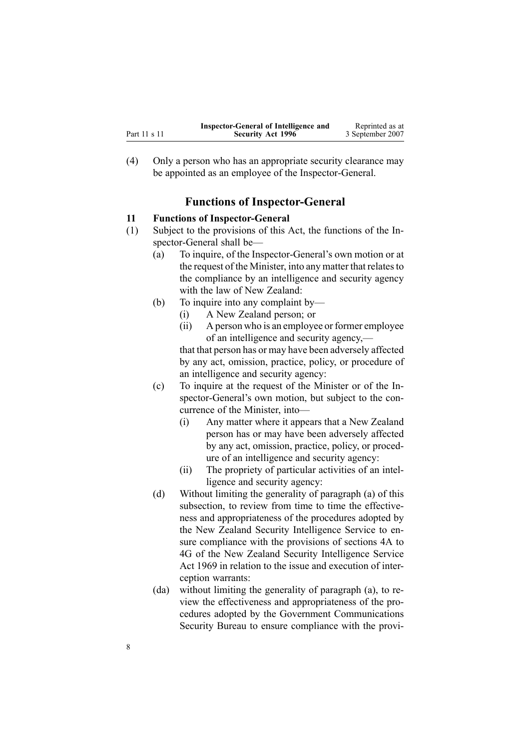(4) Only a person who has an appropriate security clearance may be appointed as an employee of the Inspector-General.

## Functions of Inspector-General

### 11 Functions of Inspector-General

(1) Subject to the provisions of this Act, the functions of the Inspector-General shall be—

(a) To inquire, of the Inspector-General's own motion or at the request of the Minister, into any matter that relates to the compliance by an intelligence and security agency with the law of New Zealand:

(b) To inquire into any complaint by—

(i) A New Zealand person; or

(ii) A person who is an employee or former employee of an intelligence and security agency,—

that that person has or may have been adversely affected by any act, omission, practice, policy, or procedure of an intelligence and security agency:

(c) To inquire at the request of the Minister or of the Inspector-General's own motion, but subject to the concurrence of the Minister, into—

(i) Any matter where it appears that a New Zealand person has or may have been adversely affected by any act, omission, practice, policy, or procedure of an intelligence and security agency:

(ii) The propriety of particular activities of an intelligence and security agency:

(d) Without limiting the generality of paragraph (a) of this subsection, to review from time to time the effectiveness and appropriateness of the procedures adopted by the New Zealand Security Intelligence Service to ensure compliance with the provisions of sections 4A to 4G of the New Zealand Security Intelligence Service Act 1969 in relation to the issue and execution of interception warrants:

(da) without limiting the generality of paragraph (a), to review the effectiveness and appropriateness of the procedures adopted by the Government Communications Security Bureau to ensure compliance with the provi-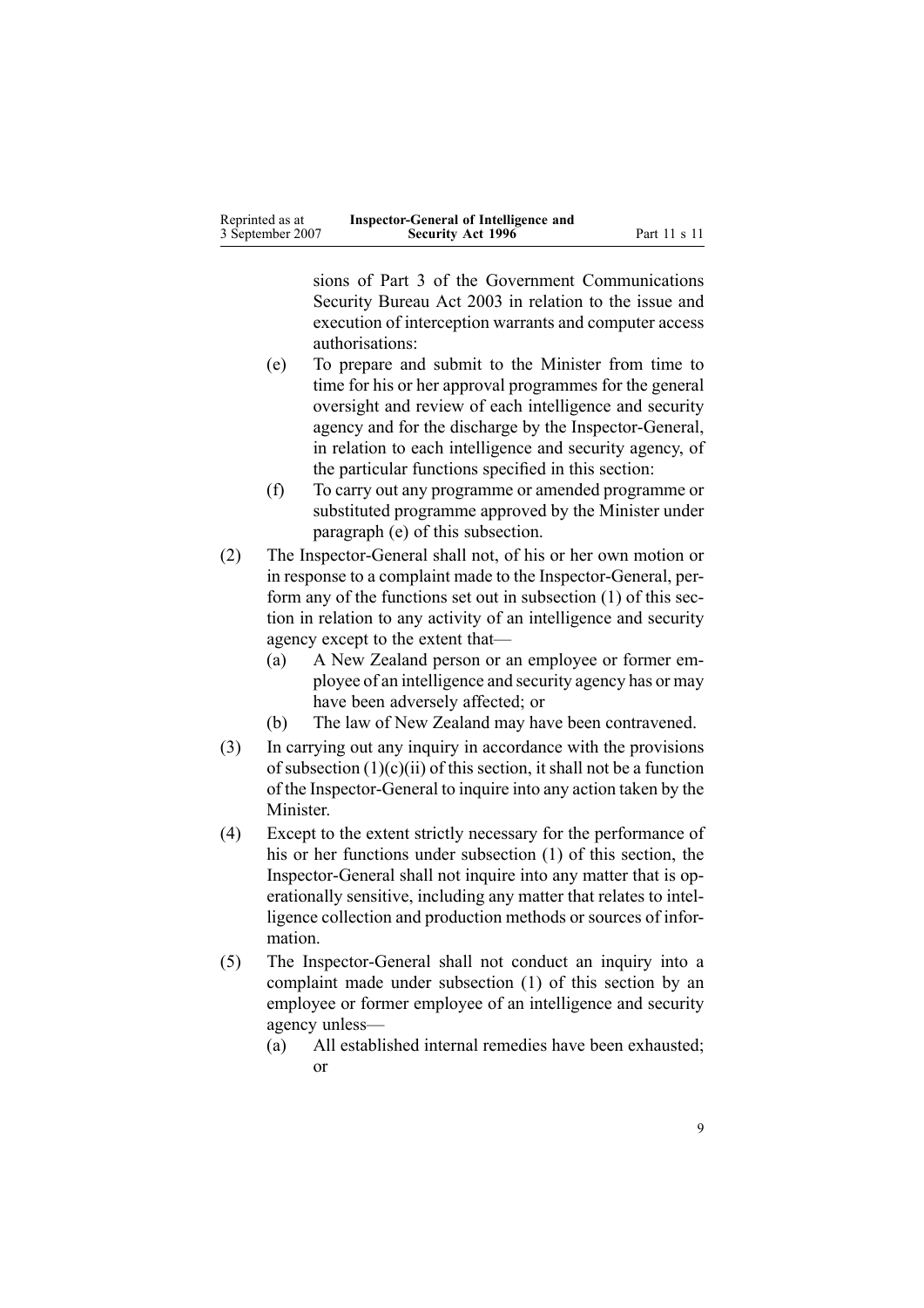sions of Part 3 of the Government Communications Security Bureau Act 2003 in relation to the issue and execution of interception warrants and computer access authorisations:

(e) To prepare and submit to the Minister from time to time for his or her approval programmes for the general oversight and review of each intelligence and security agency and for the discharge by the Inspector-General, in relation to each intelligence and security agency, of the particular functions specified in this section:

(f) To carry out any programme or amended programme or substituted programme approved by the Minister under paragraph (e) of this subsection.

(2) The Inspector-General shall not, of his or her own motion or in response to a complaint made to the Inspector-General, perform any of the functions set out in subsection (1) of this section in relation to any activity of an intelligence and security agency except to the extent that—

(a) A New Zealand person or an employee or former employee of an intelligence and security agency has or may have been adversely affected; or

(b) The law of New Zealand may have been contravened.

(3) In carrying out any inquiry in accordance with the provisions of subsection (1)(c)(ii) of this section, it shall not be a function of the Inspector-General to inquire into any action taken by the Minister.

(4) Except to the extent strictly necessary for the performance of his or her functions under subsection (1) of this section, the Inspector-General shall not inquire into any matter that is operationally sensitive, including any matter that relates to intelligence collection and production methods or sources of information.

(5) The Inspector-General shall not conduct an inquiry into a complaint made under subsection (1) of this section by an employee or former employee of an intelligence and security agency unless—

(a) All established internal remedies have been exhausted; or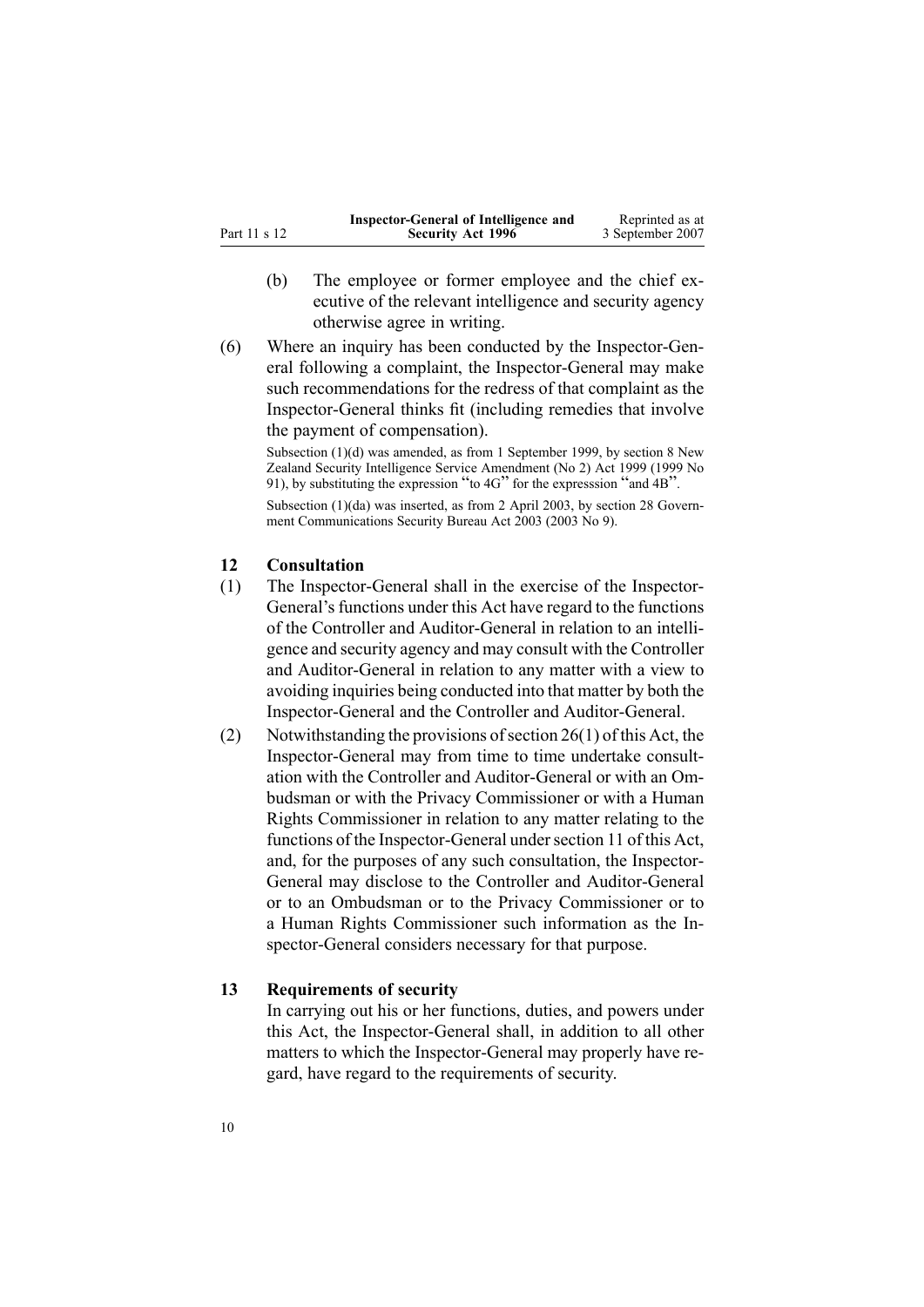(b) The employee or former employee and the chief executive of the relevant intelligence and security agency otherwise agree in writing.

(6) Where an inquiry has been conducted by the Inspector-General following a complaint, the Inspector-General may make such recommendations for the redress of that complaint as the Inspector-General thinks fit (including remedies that involve the payment of compensation).

Subsection (1)(d) was amended, as from 1 September 1999, by section 8 New Zealand Security Intelligence Service Amendment (No 2) Act 1999 (1999 No 91), by substituting the expression "to 4G" for the expresssion "and 4B".

Subsection (1)(da) was inserted, as from 2 April 2003, by section 28 Government Communications Security Bureau Act 2003 (2003 No 9).

### 12 Consultation

(1) The Inspector-General shall in the exercise of the Inspector-General's functions under this Act have regard to the functions of the Controller and Auditor-General in relation to an intelligence and security agency and may consult with the Controller and Auditor-General in relation to any matter with a view to avoiding inquiries being conducted into that matter by both the Inspector-General and the Controller and Auditor-General.

(2) Notwithstanding the provisions of section 26(1) of this Act, the Inspector-General may from time to time undertake consultation with the Controller and Auditor-General or with an Ombudsman or with the Privacy Commissioner or with a Human Rights Commissioner in relation to any matter relating to the functions of the Inspector-General under section 11 of this Act, and, for the purposes of any such consultation, the Inspector-General may disclose to the Controller and Auditor-General or to an Ombudsman or to the Privacy Commissioner or to a Human Rights Commissioner such information as the Inspector-General considers necessary for that purpose.

### 13 Requirements of security

In carrying out his or her functions, duties, and powers under this Act, the Inspector-General shall, in addition to all other matters to which the Inspector-General may properly have regard, have regard to the requirements of security.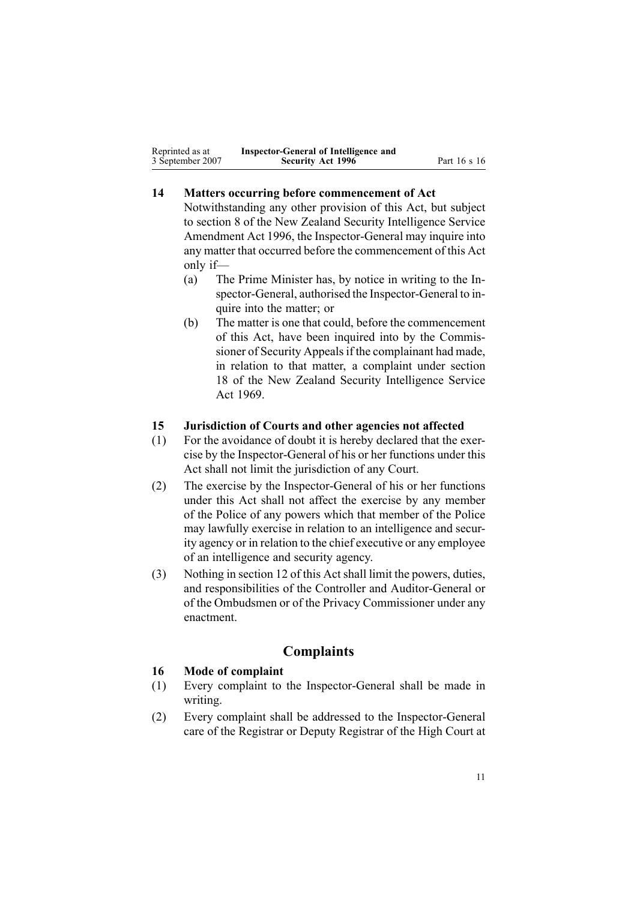### 14 Matters occurring before commencement of Act

Notwithstanding any other provision of this Act, but subject to section 8 of the New Zealand Security Intelligence Service Amendment Act 1996, the Inspector-General may inquire into any matter that occurred before the commencement of this Act only if—

(a) The Prime Minister has, by notice in writing to the Inspector-General, authorised the Inspector-General to inquire into the matter; or

(b) The matter is one that could, before the commencement of this Act, have been inquired into by the Commissioner of Security Appeals if the complainant had made, in relation to that matter, a complaint under section 18 of the New Zealand Security Intelligence Service Act 1969.

### 15 Jurisdiction of Courts and other agencies not affected

(1) For the avoidance of doubt it is hereby declared that the exercise by the Inspector-General of his or her functions under this Act shall not limit the jurisdiction of any Court.

(2) The exercise by the Inspector-General of his or her functions under this Act shall not affect the exercise by any member of the Police of any powers which that member of the Police may lawfully exercise in relation to an intelligence and security agency or in relation to the chief executive or any employee of an intelligence and security agency.

(3) Nothing in section 12 of this Act shall limit the powers, duties, and responsibilities of the Controller and Auditor-General or of the Ombudsmen or of the Privacy Commissioner under any enactment.

## Complaints

### 16 Mode of complaint

(1) Every complaint to the Inspector-General shall be made in writing.

(2) Every complaint shall be addressed to the Inspector-General care of the Registrar or Deputy Registrar of the High Court at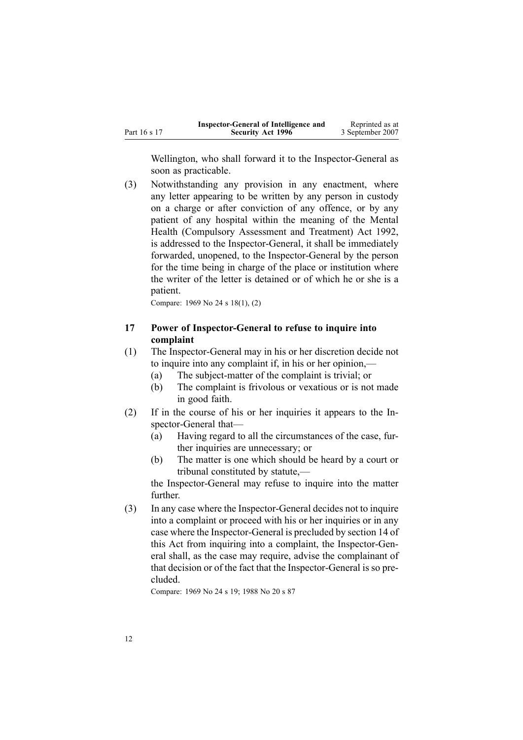Wellington, who shall forward it to the Inspector-General as soon as practicable.

(3) Notwithstanding any provision in any enactment, where any letter appearing to be written by any person in custody on a charge or after conviction of any offence, or by any patient of any hospital within the meaning of the Mental Health (Compulsory Assessment and Treatment) Act 1992, is addressed to the Inspector-General, it shall be immediately forwarded, unopened, to the Inspector-General by the person for the time being in charge of the place or institution where the writer of the letter is detained or of which he or she is a patient.

Compare: 1969 No 24 s 18(1), (2)

### 17 Power of Inspector-General to refuse to inquire into complaint

(1) The Inspector-General may in his or her discretion decide not to inquire into any complaint if, in his or her opinion,—
   (a) The subject-matter of the complaint is trivial; or
   (b) The complaint is frivolous or vexatious or is not made in good faith.

(2) If in the course of his or her inquiries it appears to the Inspector-General that—
   (a) Having regard to all the circumstances of the case, further inquiries are unnecessary; or
   (b) The matter is one which should be heard by a court or tribunal constituted by statute,—

   the Inspector-General may refuse to inquire into the matter further.

(3) In any case where the Inspector-General decides not to inquire into a complaint or proceed with his or her inquiries or in any case where the Inspector-General is precluded by section 14 of this Act from inquiring into a complaint, the Inspector-General shall, as the case may require, advise the complainant of that decision or of the fact that the Inspector-General is so precluded.

Compare: 1969 No 24 s 19; 1988 No 20 s 87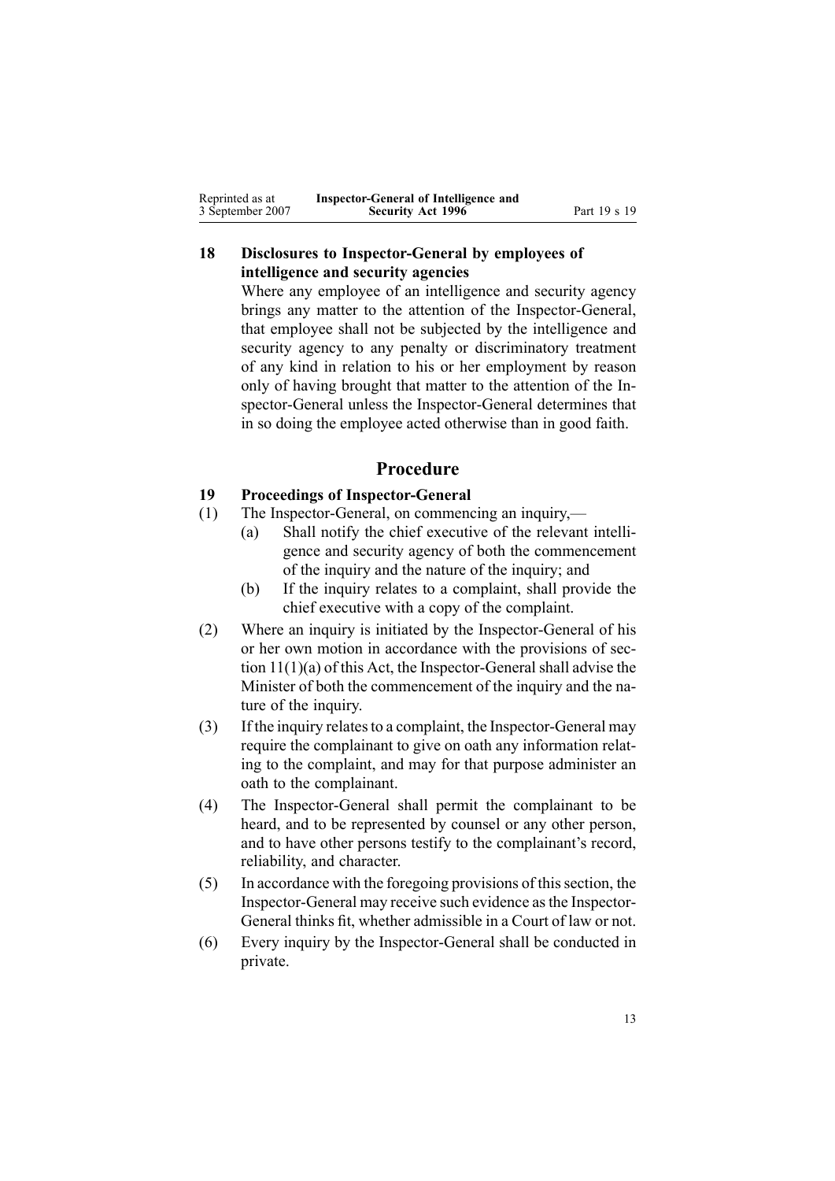### 18 Disclosures to Inspector-General by employees of intelligence and security agencies

Where any employee of an intelligence and security agency brings any matter to the attention of the Inspector-General, that employee shall not be subjected by the intelligence and security agency to any penalty or discriminatory treatment of any kind in relation to his or her employment by reason only of having brought that matter to the attention of the Inspector-General unless the Inspector-General determines that in so doing the employee acted otherwise than in good faith.

## Procedure

### 19 Proceedings of Inspector-General

(1) The Inspector-General, on commencing an inquiry,—

  (a) Shall notify the chief executive of the relevant intelligence and security agency of both the commencement of the inquiry and the nature of the inquiry; and

  (b) If the inquiry relates to a complaint, shall provide the chief executive with a copy of the complaint.

(2) Where an inquiry is initiated by the Inspector-General of his or her own motion in accordance with the provisions of section 11(1)(a) of this Act, the Inspector-General shall advise the Minister of both the commencement of the inquiry and the nature of the inquiry.

(3) If the inquiry relates to a complaint, the Inspector-General may require the complainant to give on oath any information relating to the complaint, and may for that purpose administer an oath to the complainant.

(4) The Inspector-General shall permit the complainant to be heard, and to be represented by counsel or any other person, and to have other persons testify to the complainant's record, reliability, and character.

(5) In accordance with the foregoing provisions of this section, the Inspector-General may receive such evidence as the Inspector-General thinks fit, whether admissible in a Court of law or not.

(6) Every inquiry by the Inspector-General shall be conducted in private.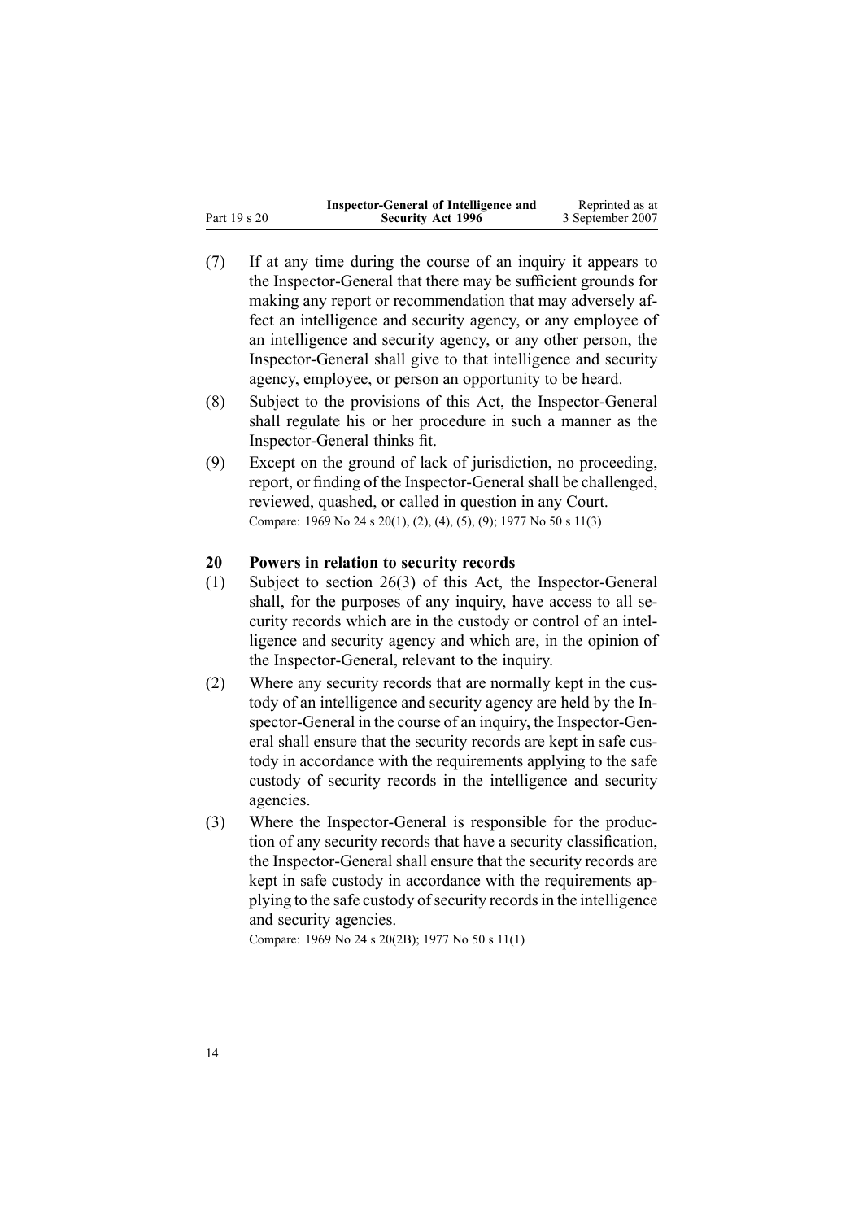(7) If at any time during the course of an inquiry it appears to the Inspector-General that there may be sufficient grounds for making any report or recommendation that may adversely affect an intelligence and security agency, or any employee of an intelligence and security agency, or any other person, the Inspector-General shall give to that intelligence and security agency, employee, or person an opportunity to be heard.

(8) Subject to the provisions of this Act, the Inspector-General shall regulate his or her procedure in such a manner as the Inspector-General thinks fit.

(9) Except on the ground of lack of jurisdiction, no proceeding, report, or finding of the Inspector-General shall be challenged, reviewed, quashed, or called in question in any Court.

Compare: 1969 No 24 s 20(1), (2), (4), (5), (9); 1977 No 50 s 11(3)

**20 Powers in relation to security records**

(1) Subject to section 26(3) of this Act, the Inspector-General shall, for the purposes of any inquiry, have access to all security records which are in the custody or control of an intelligence and security agency and which are, in the opinion of the Inspector-General, relevant to the inquiry.

(2) Where any security records that are normally kept in the custody of an intelligence and security agency are held by the Inspector-General in the course of an inquiry, the Inspector-General shall ensure that the security records are kept in safe custody in accordance with the requirements applying to the safe custody of security records in the intelligence and security agencies.

(3) Where the Inspector-General is responsible for the production of any security records that have a security classification, the Inspector-General shall ensure that the security records are kept in safe custody in accordance with the requirements applying to the safe custody of security records in the intelligence and security agencies.

Compare: 1969 No 24 s 20(2B); 1977 No 50 s 11(1)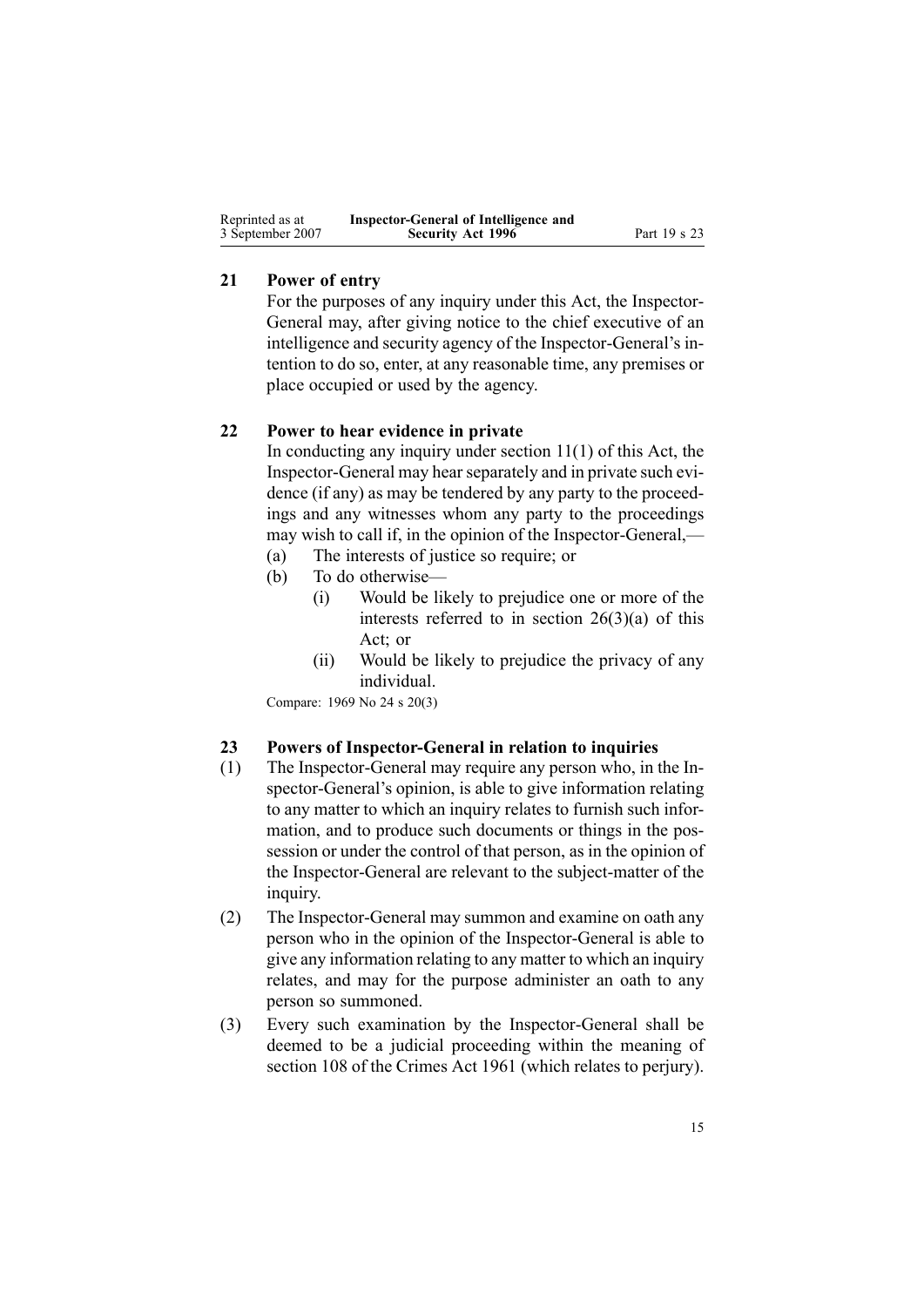## 21 Power of entry

For the purposes of any inquiry under this Act, the Inspector-General may, after giving notice to the chief executive of an intelligence and security agency of the Inspector-General's intention to do so, enter, at any reasonable time, any premises or place occupied or used by the agency.

## 22 Power to hear evidence in private

In conducting any inquiry under section 11(1) of this Act, the Inspector-General may hear separately and in private such evidence (if any) as may be tendered by any party to the proceedings and any witnesses whom any party to the proceedings may wish to call if, in the opinion of the Inspector-General,—

(a) The interests of justice so require; or

(b) To do otherwise—

  (i) Would be likely to prejudice one or more of the interests referred to in section 26(3)(a) of this Act; or

  (ii) Would be likely to prejudice the privacy of any individual.

Compare: 1969 No 24 s 20(3)

## 23 Powers of Inspector-General in relation to inquiries

(1) The Inspector-General may require any person who, in the Inspector-General's opinion, is able to give information relating to any matter to which an inquiry relates to furnish such information, and to produce such documents or things in the possession or under the control of that person, as in the opinion of the Inspector-General are relevant to the subject-matter of the inquiry.

(2) The Inspector-General may summon and examine on oath any person who in the opinion of the Inspector-General is able to give any information relating to any matter to which an inquiry relates, and may for the purpose administer an oath to any person so summoned.

(3) Every such examination by the Inspector-General shall be deemed to be a judicial proceeding within the meaning of section 108 of the Crimes Act 1961 (which relates to perjury).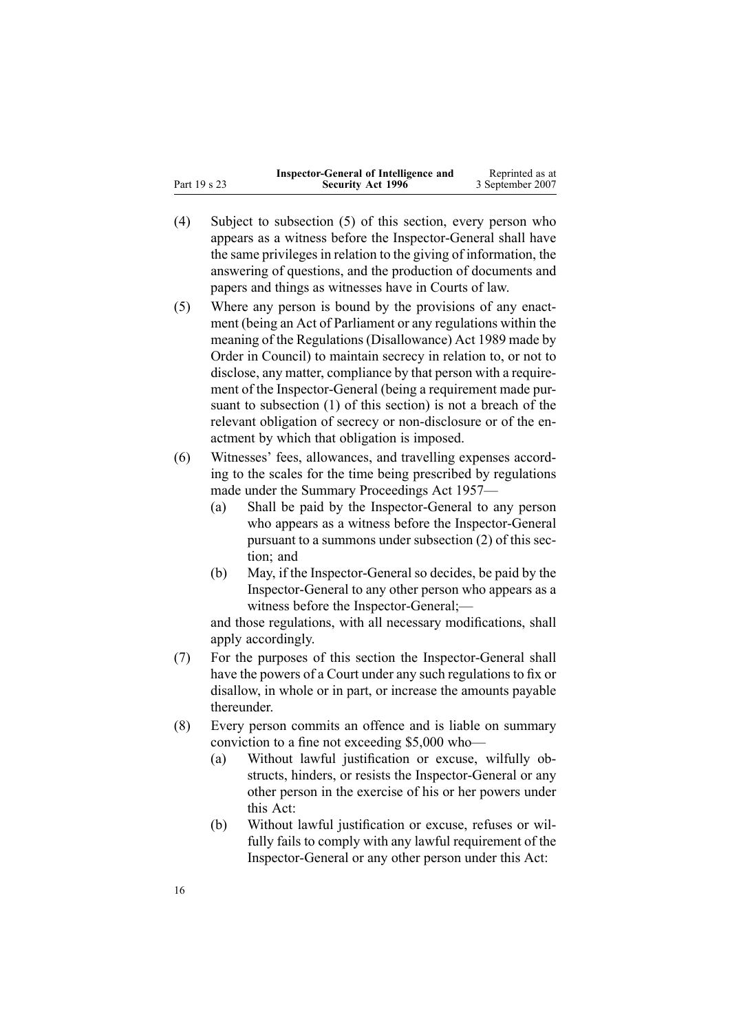(4) Subject to subsection (5) of this section, every person who appears as a witness before the Inspector-General shall have the same privileges in relation to the giving of information, the answering of questions, and the production of documents and papers and things as witnesses have in Courts of law.

(5) Where any person is bound by the provisions of any enactment (being an Act of Parliament or any regulations within the meaning of the Regulations (Disallowance) Act 1989 made by Order in Council) to maintain secrecy in relation to, or not to disclose, any matter, compliance by that person with a requirement of the Inspector-General (being a requirement made pursuant to subsection (1) of this section) is not a breach of the relevant obligation of secrecy or non-disclosure or of the enactment by which that obligation is imposed.

(6) Witnesses' fees, allowances, and travelling expenses according to the scales for the time being prescribed by regulations made under the Summary Proceedings Act 1957—

- (a) Shall be paid by the Inspector-General to any person who appears as a witness before the Inspector-General pursuant to a summons under subsection (2) of this section; and
- (b) May, if the Inspector-General so decides, be paid by the Inspector-General to any other person who appears as a witness before the Inspector-General;—

and those regulations, with all necessary modifications, shall apply accordingly.

(7) For the purposes of this section the Inspector-General shall have the powers of a Court under any such regulations to fix or disallow, in whole or in part, or increase the amounts payable thereunder.

(8) Every person commits an offence and is liable on summary conviction to a fine not exceeding $5,000 who—

- (a) Without lawful justification or excuse, wilfully obstructs, hinders, or resists the Inspector-General or any other person in the exercise of his or her powers under this Act:
- (b) Without lawful justification or excuse, refuses or wilfully fails to comply with any lawful requirement of the Inspector-General or any other person under this Act: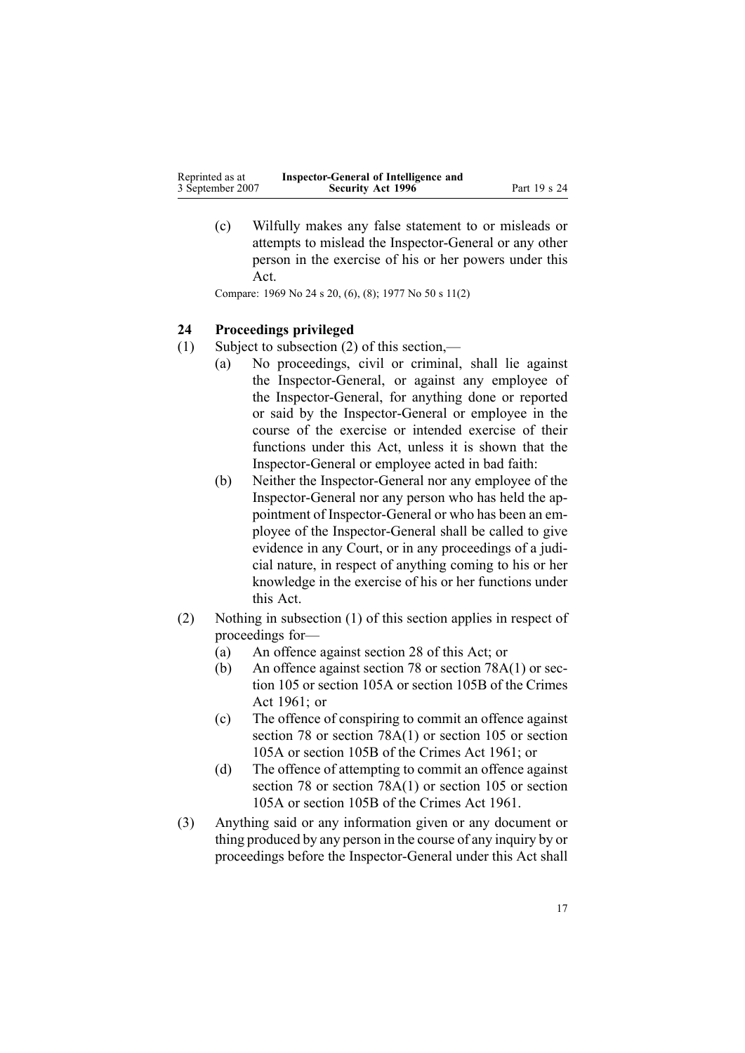(c) Wilfully makes any false statement to or misleads or attempts to mislead the Inspector-General or any other person in the exercise of his or her powers under this Act.

Compare: 1969 No 24 s 20, (6), (8); 1977 No 50 s 11(2)

## 24 Proceedings privileged

(1) Subject to subsection (2) of this section,—

(a) No proceedings, civil or criminal, shall lie against the Inspector-General, or against any employee of the Inspector-General, for anything done or reported or said by the Inspector-General or employee in the course of the exercise or intended exercise of their functions under this Act, unless it is shown that the Inspector-General or employee acted in bad faith:

(b) Neither the Inspector-General nor any employee of the Inspector-General nor any person who has held the appointment of Inspector-General or who has been an employee of the Inspector-General shall be called to give evidence in any Court, or in any proceedings of a judicial nature, in respect of anything coming to his or her knowledge in the exercise of his or her functions under this Act.

(2) Nothing in subsection (1) of this section applies in respect of proceedings for—

(a) An offence against section 28 of this Act; or

(b) An offence against section 78 or section 78A(1) or section 105 or section 105A or section 105B of the Crimes Act 1961; or

(c) The offence of conspiring to commit an offence against section 78 or section 78A(1) or section 105 or section 105A or section 105B of the Crimes Act 1961; or

(d) The offence of attempting to commit an offence against section 78 or section 78A(1) or section 105 or section 105A or section 105B of the Crimes Act 1961.

(3) Anything said or any information given or any document or thing produced by any person in the course of any inquiry by or proceedings before the Inspector-General under this Act shall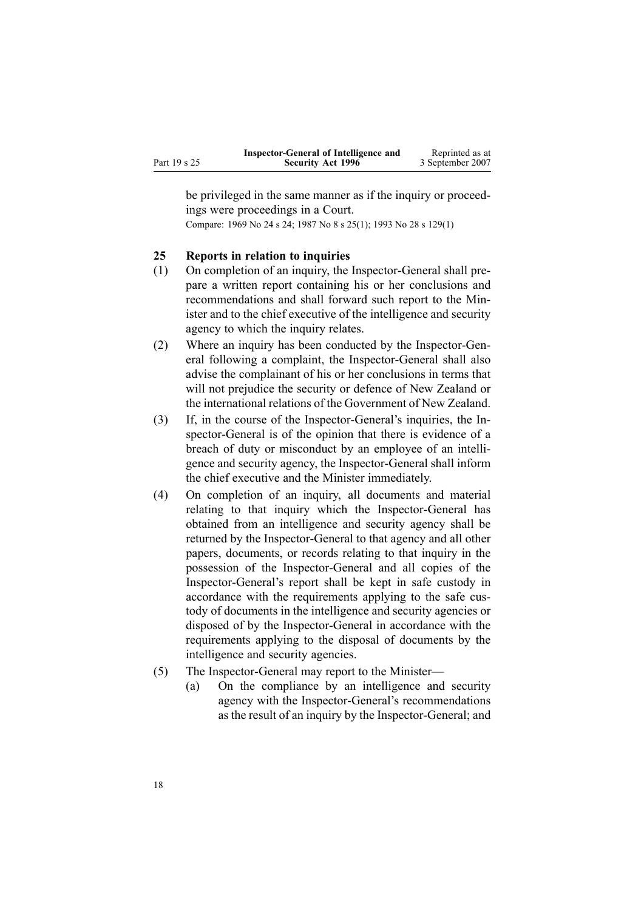be privileged in the same manner as if the inquiry or proceedings were proceedings in a Court.

Compare: 1969 No 24 s 24; 1987 No 8 s 25(1); 1993 No 28 s 129(1)

### 25 Reports in relation to inquiries

(1) On completion of an inquiry, the Inspector-General shall prepare a written report containing his or her conclusions and recommendations and shall forward such report to the Minister and to the chief executive of the intelligence and security agency to which the inquiry relates.

(2) Where an inquiry has been conducted by the Inspector-General following a complaint, the Inspector-General shall also advise the complainant of his or her conclusions in terms that will not prejudice the security or defence of New Zealand or the international relations of the Government of New Zealand.

(3) If, in the course of the Inspector-General's inquiries, the Inspector-General is of the opinion that there is evidence of a breach of duty or misconduct by an employee of an intelligence and security agency, the Inspector-General shall inform the chief executive and the Minister immediately.

(4) On completion of an inquiry, all documents and material relating to that inquiry which the Inspector-General has obtained from an intelligence and security agency shall be returned by the Inspector-General to that agency and all other papers, documents, or records relating to that inquiry in the possession of the Inspector-General and all copies of the Inspector-General's report shall be kept in safe custody in accordance with the requirements applying to the safe custody of documents in the intelligence and security agencies or disposed of by the Inspector-General in accordance with the requirements applying to the disposal of documents by the intelligence and security agencies.

(5) The Inspector-General may report to the Minister—

(a) On the compliance by an intelligence and security agency with the Inspector-General's recommendations as the result of an inquiry by the Inspector-General; and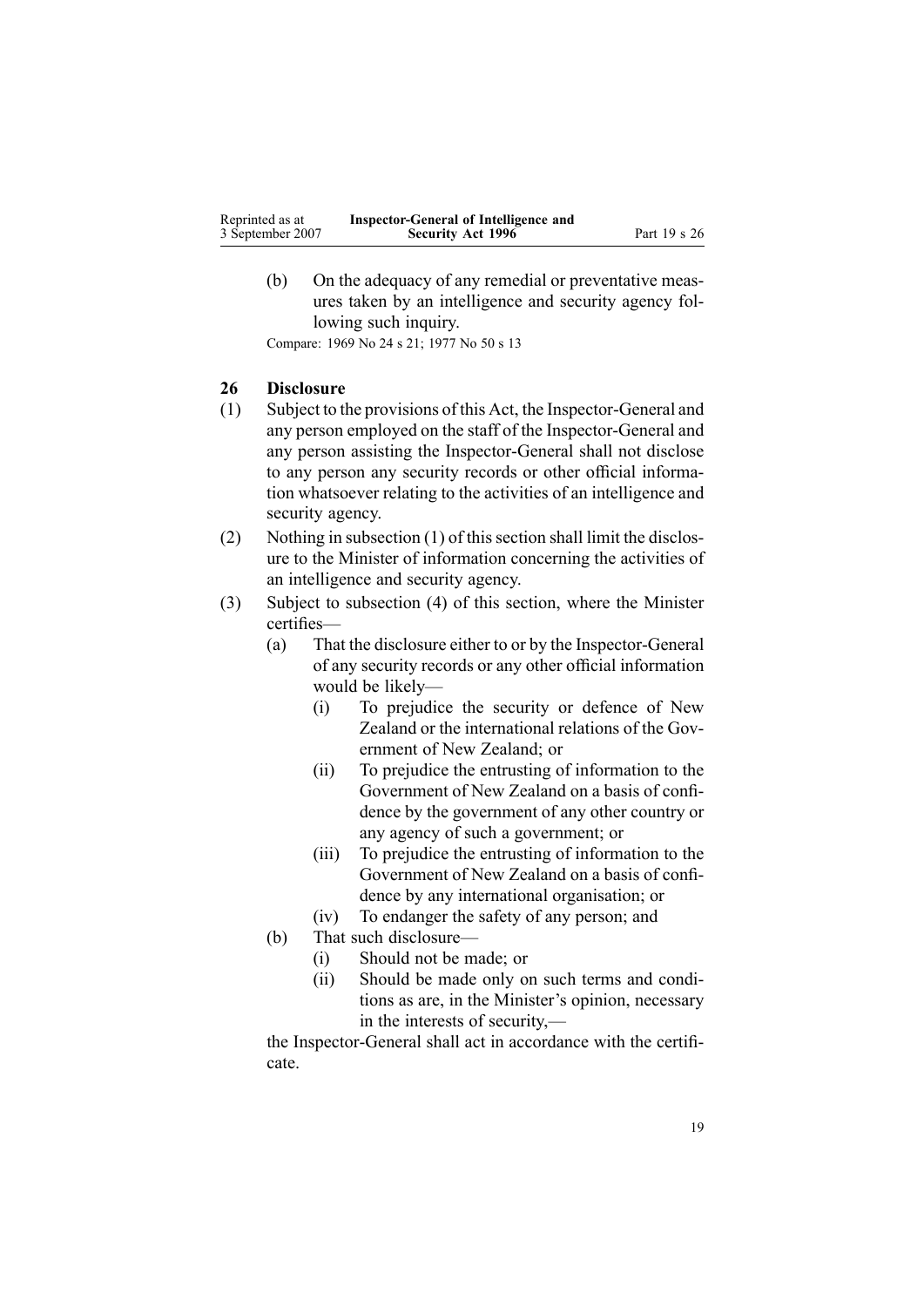(b) On the adequacy of any remedial or preventative measures taken by an intelligence and security agency following such inquiry.

Compare: 1969 No 24 s 21; 1977 No 50 s 13

### 26 Disclosure

(1) Subject to the provisions of this Act, the Inspector-General and any person employed on the staff of the Inspector-General and any person assisting the Inspector-General shall not disclose to any person any security records or other official information whatsoever relating to the activities of an intelligence and security agency.

(2) Nothing in subsection (1) of this section shall limit the disclosure to the Minister of information concerning the activities of an intelligence and security agency.

(3) Subject to subsection (4) of this section, where the Minister certifies—

- (a) That the disclosure either to or by the Inspector-General of any security records or any other official information would be likely—
  - (i) To prejudice the security or defence of New Zealand or the international relations of the Government of New Zealand; or
  - (ii) To prejudice the entrusting of information to the Government of New Zealand on a basis of confidence by the government of any other country or any agency of such a government; or
  - (iii) To prejudice the entrusting of information to the Government of New Zealand on a basis of confidence by any international organisation; or
  - (iv) To endanger the safety of any person; and
- (b) That such disclosure—
  - (i) Should not be made; or
  - (ii) Should be made only on such terms and conditions as are, in the Minister's opinion, necessary in the interests of security,—

the Inspector-General shall act in accordance with the certificate.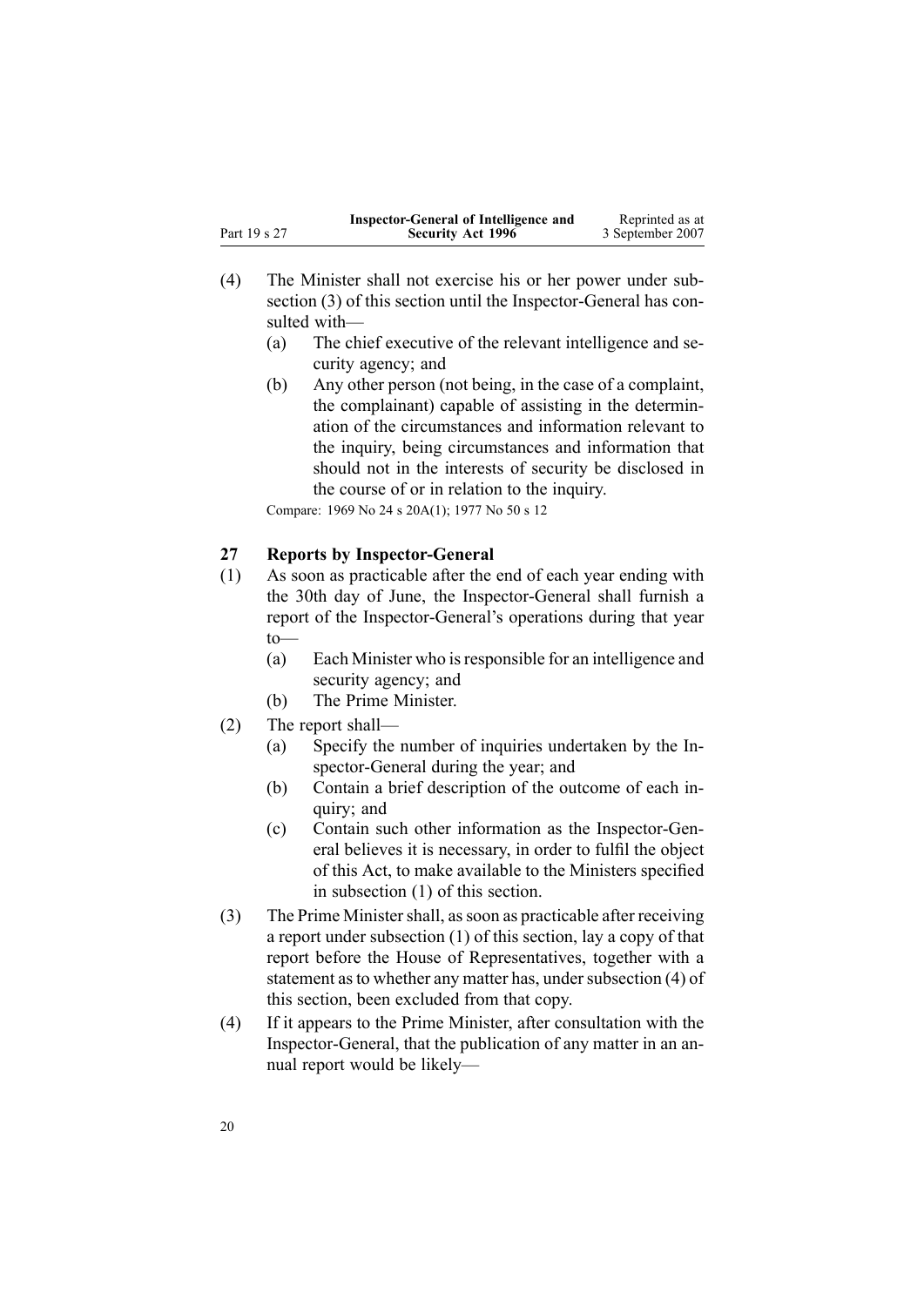(4) The Minister shall not exercise his or her power under subsection (3) of this section until the Inspector-General has consulted with—

   (a) The chief executive of the relevant intelligence and security agency; and

   (b) Any other person (not being, in the case of a complaint, the complainant) capable of assisting in the determination of the circumstances and information relevant to the inquiry, being circumstances and information that should not in the interests of security be disclosed in the course of or in relation to the inquiry.

Compare: 1969 No 24 s 20A(1); 1977 No 50 s 12

## 27 Reports by Inspector-General

(1) As soon as practicable after the end of each year ending with the 30th day of June, the Inspector-General shall furnish a report of the Inspector-General's operations during that year to—

   (a) Each Minister who is responsible for an intelligence and security agency; and

   (b) The Prime Minister.

(2) The report shall—

   (a) Specify the number of inquiries undertaken by the Inspector-General during the year; and

   (b) Contain a brief description of the outcome of each inquiry; and

   (c) Contain such other information as the Inspector-General believes it is necessary, in order to fulfil the object of this Act, to make available to the Ministers specified in subsection (1) of this section.

(3) The Prime Minister shall, as soon as practicable after receiving a report under subsection (1) of this section, lay a copy of that report before the House of Representatives, together with a statement as to whether any matter has, under subsection (4) of this section, been excluded from that copy.

(4) If it appears to the Prime Minister, after consultation with the Inspector-General, that the publication of any matter in an annual report would be likely—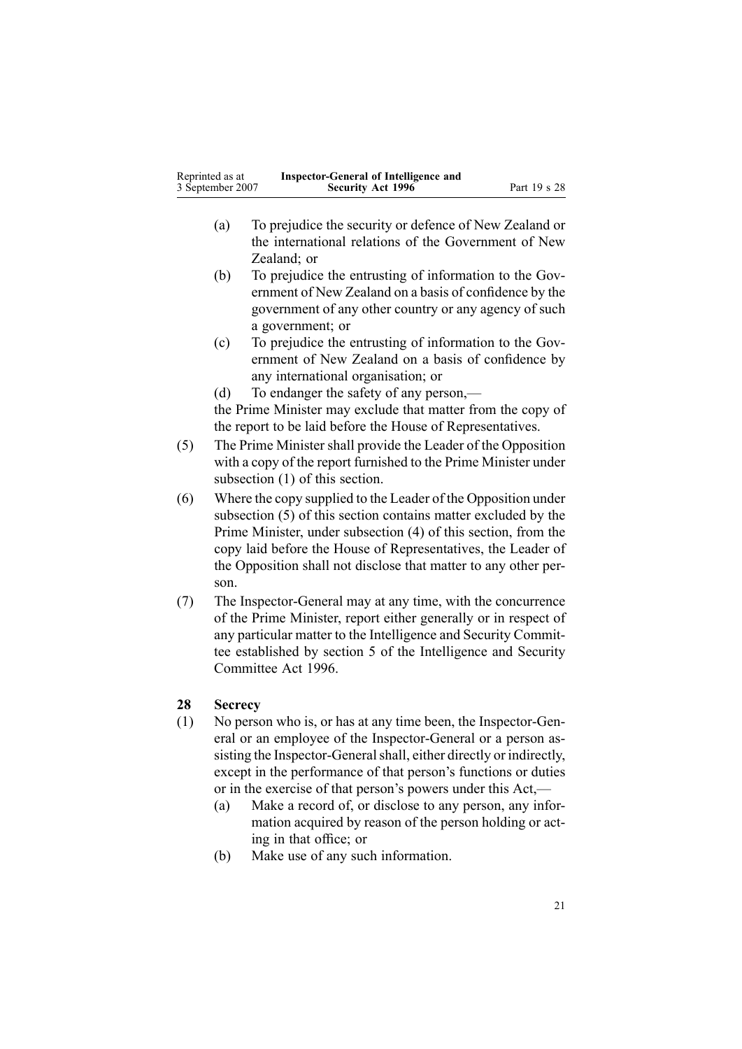(a) To prejudice the security or defence of New Zealand or the international relations of the Government of New Zealand; or

(b) To prejudice the entrusting of information to the Government of New Zealand on a basis of confidence by the government of any other country or any agency of such a government; or

(c) To prejudice the entrusting of information to the Government of New Zealand on a basis of confidence by any international organisation; or

(d) To endanger the safety of any person,—

the Prime Minister may exclude that matter from the copy of the report to be laid before the House of Representatives.

(5) The Prime Minister shall provide the Leader of the Opposition with a copy of the report furnished to the Prime Minister under subsection (1) of this section.

(6) Where the copy supplied to the Leader of the Opposition under subsection (5) of this section contains matter excluded by the Prime Minister, under subsection (4) of this section, from the copy laid before the House of Representatives, the Leader of the Opposition shall not disclose that matter to any other person.

(7) The Inspector-General may at any time, with the concurrence of the Prime Minister, report either generally or in respect of any particular matter to the Intelligence and Security Committee established by section 5 of the Intelligence and Security Committee Act 1996.

## 28 Secrecy

(1) No person who is, or has at any time been, the Inspector-General or an employee of the Inspector-General or a person assisting the Inspector-General shall, either directly or indirectly, except in the performance of that person's functions or duties or in the exercise of that person's powers under this Act,—

(a) Make a record of, or disclose to any person, any information acquired by reason of the person holding or acting in that office; or

(b) Make use of any such information.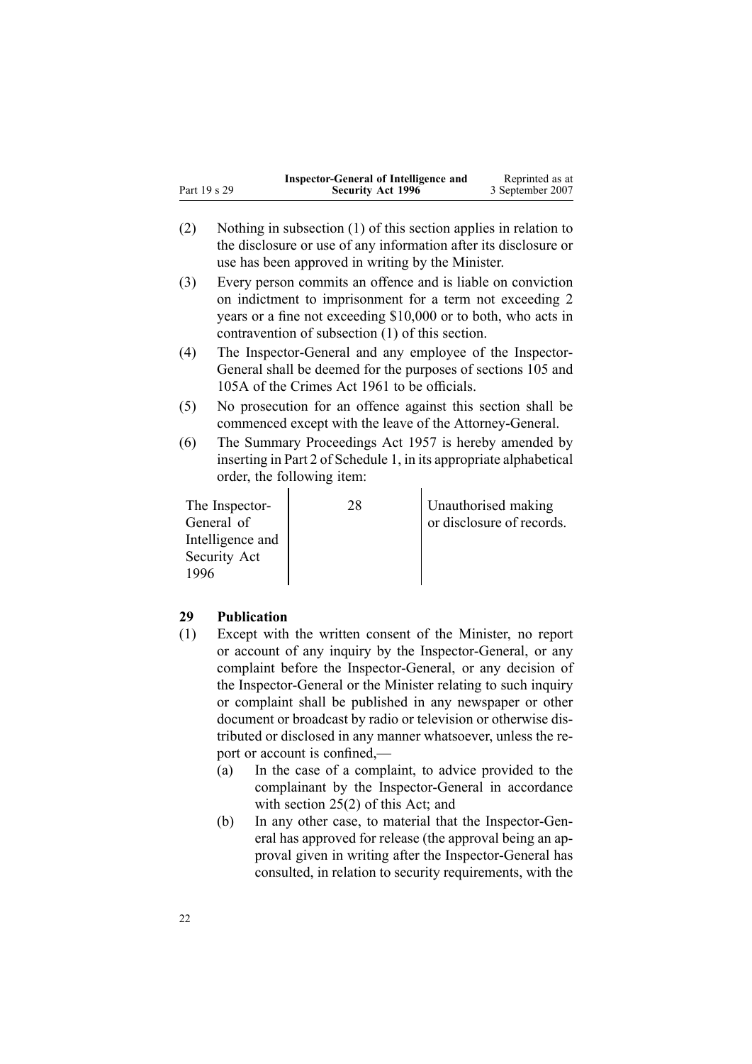(2) Nothing in subsection (1) of this section applies in relation to the disclosure or use of any information after its disclosure or use has been approved in writing by the Minister.

(3) Every person commits an offence and is liable on conviction on indictment to imprisonment for a term not exceeding 2 years or a fine not exceeding $10,000 or to both, who acts in contravention of subsection (1) of this section.

(4) The Inspector-General and any employee of the Inspector-General shall be deemed for the purposes of sections 105 and 105A of the Crimes Act 1961 to be officials.

(5) No prosecution for an offence against this section shall be commenced except with the leave of the Attorney-General.

(6) The Summary Proceedings Act 1957 is hereby amended by inserting in Part 2 of Schedule 1, in its appropriate alphabetical order, the following item:

| | | |
|---|---|---|
| The Inspector-General of Intelligence and Security Act 1996 | 28 | Unauthorised making or disclosure of records. |

### 29 Publication

(1) Except with the written consent of the Minister, no report or account of any inquiry by the Inspector-General, or any complaint before the Inspector-General, or any decision of the Inspector-General or the Minister relating to such inquiry or complaint shall be published in any newspaper or other document or broadcast by radio or television or otherwise distributed or disclosed in any manner whatsoever, unless the report or account is confined,—

   (a) In the case of a complaint, to advice provided to the complainant by the Inspector-General in accordance with section 25(2) of this Act; and

   (b) In any other case, to material that the Inspector-General has approved for release (the approval being an approval given in writing after the Inspector-General has consulted, in relation to security requirements, with the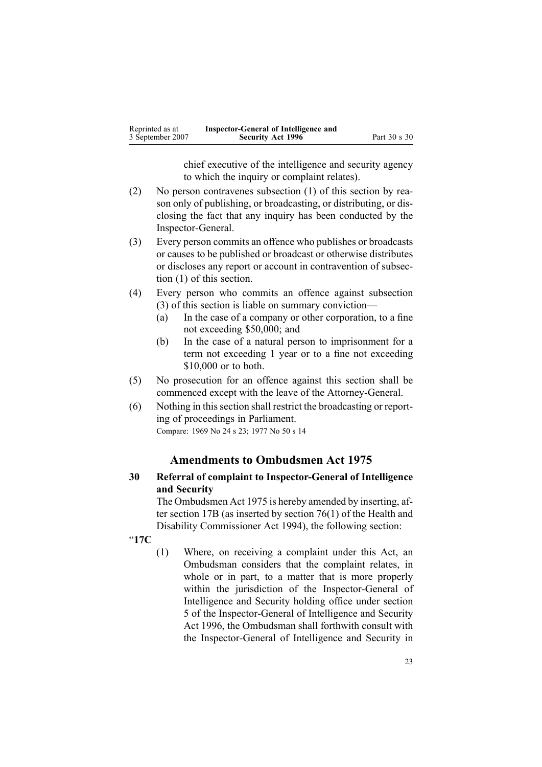chief executive of the intelligence and security agency to which the inquiry or complaint relates).

(2) No person contravenes subsection (1) of this section by reason only of publishing, or broadcasting, or distributing, or disclosing the fact that any inquiry has been conducted by the Inspector-General.

(3) Every person commits an offence who publishes or broadcasts or causes to be published or broadcast or otherwise distributes or discloses any report or account in contravention of subsection (1) of this section.

(4) Every person who commits an offence against subsection (3) of this section is liable on summary conviction—

(a) In the case of a company or other corporation, to a fine not exceeding $50,000; and

(b) In the case of a natural person to imprisonment for a term not exceeding 1 year or to a fine not exceeding $10,000 or to both.

(5) No prosecution for an offence against this section shall be commenced except with the leave of the Attorney-General.

(6) Nothing in this section shall restrict the broadcasting or reporting of proceedings in Parliament.

Compare: 1969 No 24 s 23; 1977 No 50 s 14

## Amendments to Ombudsmen Act 1975

### 30 Referral of complaint to Inspector-General of Intelligence and Security

The Ombudsmen Act 1975 is hereby amended by inserting, after section 17B (as inserted by section 76(1) of the Health and Disability Commissioner Act 1994), the following section:

"**17C**

(1) Where, on receiving a complaint under this Act, an Ombudsman considers that the complaint relates, in whole or in part, to a matter that is more properly within the jurisdiction of the Inspector-General of Intelligence and Security holding office under section 5 of the Inspector-General of Intelligence and Security Act 1996, the Ombudsman shall forthwith consult with the Inspector-General of Intelligence and Security in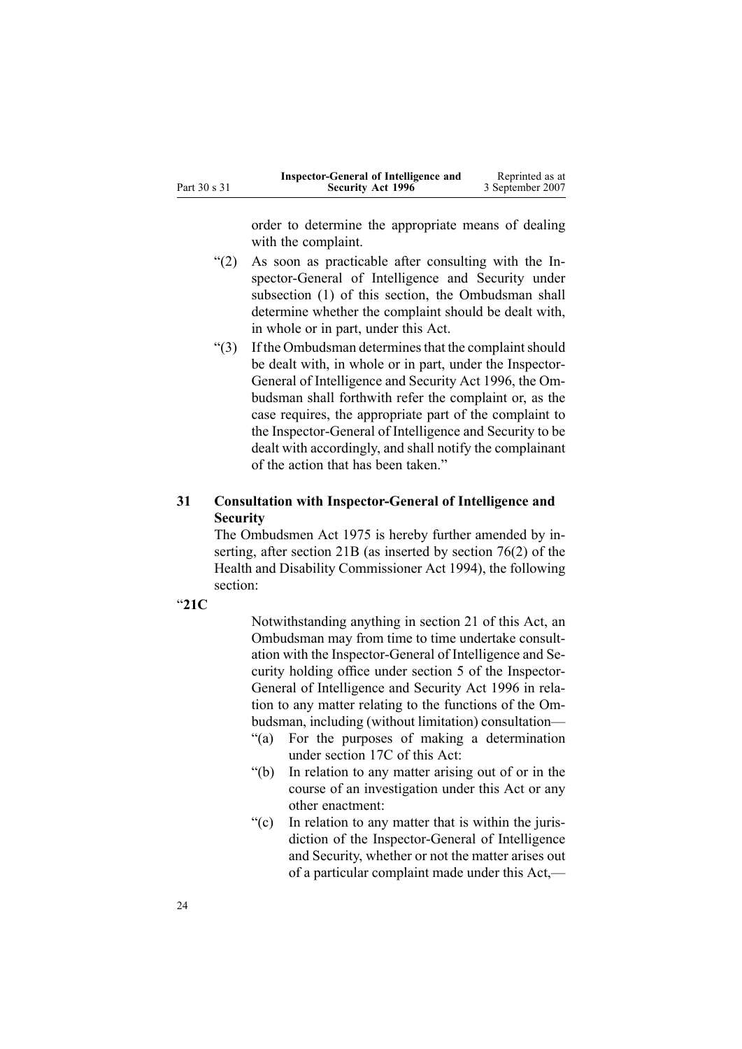order to determine the appropriate means of dealing with the complaint.

"(2) As soon as practicable after consulting with the Inspector-General of Intelligence and Security under subsection (1) of this section, the Ombudsman shall determine whether the complaint should be dealt with, in whole or in part, under this Act.

"(3) If the Ombudsman determines that the complaint should be dealt with, in whole or in part, under the Inspector-General of Intelligence and Security Act 1996, the Ombudsman shall forthwith refer the complaint or, as the case requires, the appropriate part of the complaint to the Inspector-General of Intelligence and Security to be dealt with accordingly, and shall notify the complainant of the action that has been taken."

## 31 Consultation with Inspector-General of Intelligence and Security

The Ombudsmen Act 1975 is hereby further amended by inserting, after section 21B (as inserted by section 76(2) of the Health and Disability Commissioner Act 1994), the following section:

"**21C**

Notwithstanding anything in section 21 of this Act, an Ombudsman may from time to time undertake consultation with the Inspector-General of Intelligence and Security holding office under section 5 of the Inspector-General of Intelligence and Security Act 1996 in relation to any matter relating to the functions of the Ombudsman, including (without limitation) consultation—

"(a) For the purposes of making a determination under section 17C of this Act:

"(b) In relation to any matter arising out of or in the course of an investigation under this Act or any other enactment:

"(c) In relation to any matter that is within the jurisdiction of the Inspector-General of Intelligence and Security, whether or not the matter arises out of a particular complaint made under this Act,—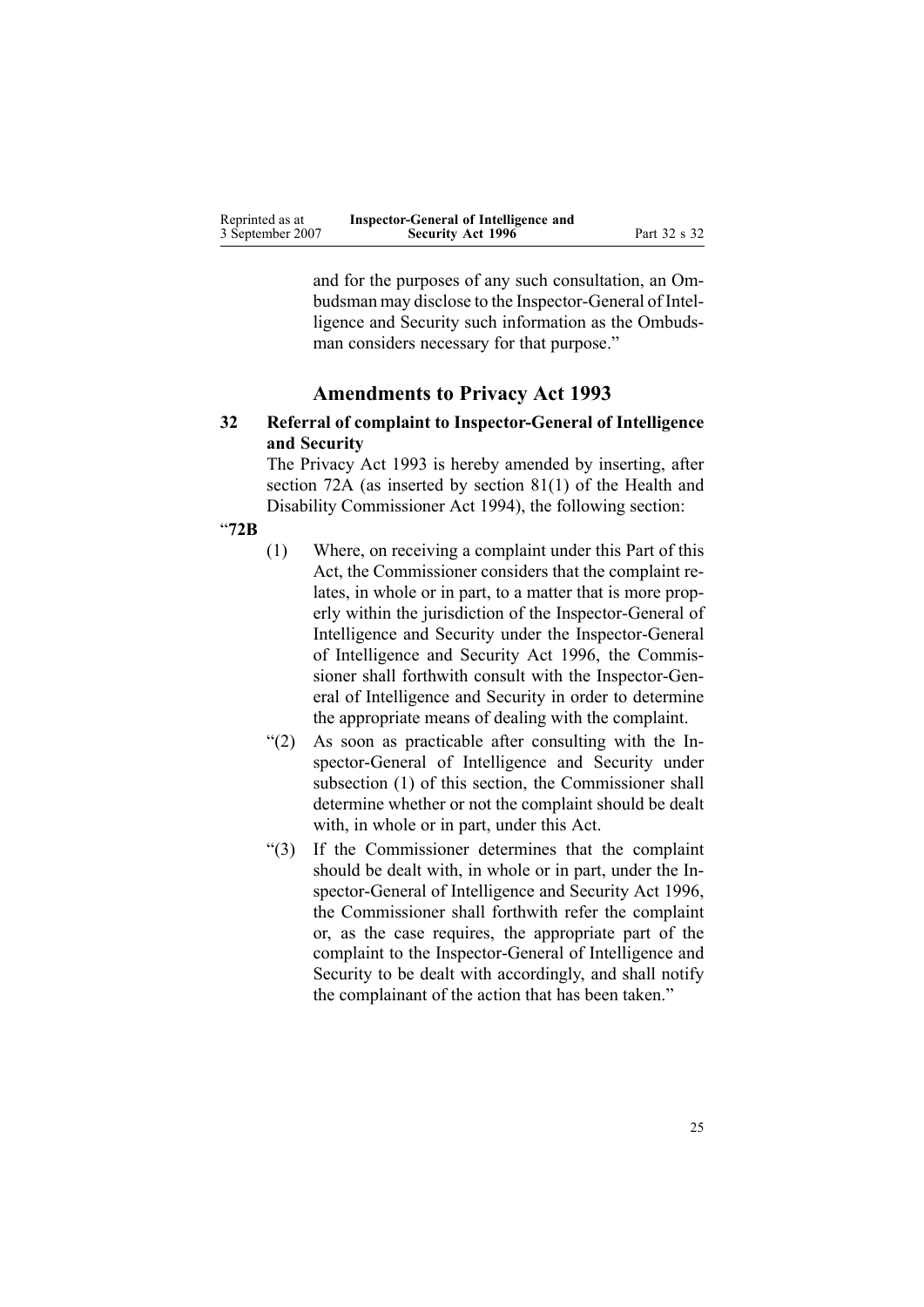and for the purposes of any such consultation, an Ombudsman may disclose to the Inspector-General of Intelligence and Security such information as the Ombudsman considers necessary for that purpose."

## Amendments to Privacy Act 1993

**32 Referral of complaint to Inspector-General of Intelligence and Security**

The Privacy Act 1993 is hereby amended by inserting, after section 72A (as inserted by section 81(1) of the Health and Disability Commissioner Act 1994), the following section:

"**72B**

(1) Where, on receiving a complaint under this Part of this Act, the Commissioner considers that the complaint relates, in whole or in part, to a matter that is more properly within the jurisdiction of the Inspector-General of Intelligence and Security under the Inspector-General of Intelligence and Security Act 1996, the Commissioner shall forthwith consult with the Inspector-General of Intelligence and Security in order to determine the appropriate means of dealing with the complaint.

"(2) As soon as practicable after consulting with the Inspector-General of Intelligence and Security under subsection (1) of this section, the Commissioner shall determine whether or not the complaint should be dealt with, in whole or in part, under this Act.

"(3) If the Commissioner determines that the complaint should be dealt with, in whole or in part, under the Inspector-General of Intelligence and Security Act 1996, the Commissioner shall forthwith refer the complaint or, as the case requires, the appropriate part of the complaint to the Inspector-General of Intelligence and Security to be dealt with accordingly, and shall notify the complainant of the action that has been taken."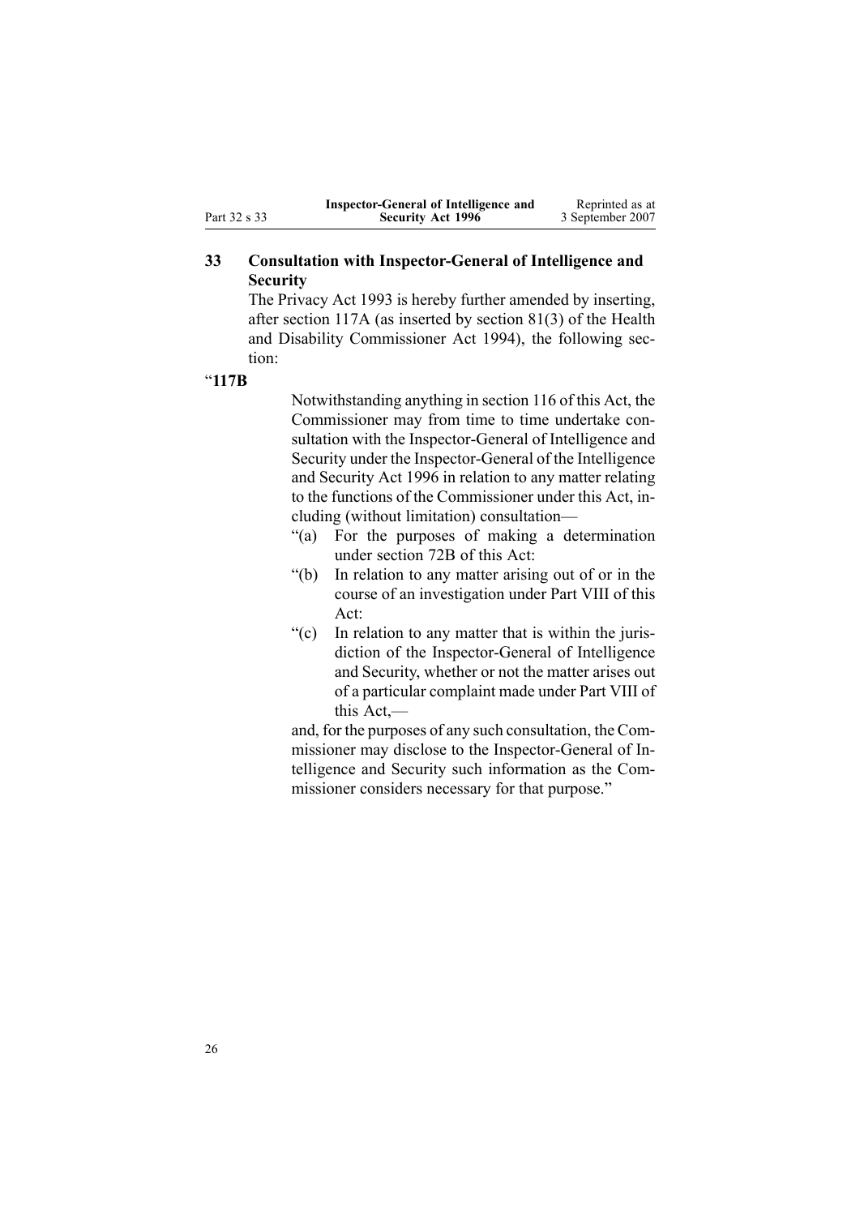## 33 Consultation with Inspector-General of Intelligence and Security

The Privacy Act 1993 is hereby further amended by inserting, after section 117A (as inserted by section 81(3) of the Health and Disability Commissioner Act 1994), the following section:

"**117B**

Notwithstanding anything in section 116 of this Act, the Commissioner may from time to time undertake consultation with the Inspector-General of Intelligence and Security under the Inspector-General of the Intelligence and Security Act 1996 in relation to any matter relating to the functions of the Commissioner under this Act, including (without limitation) consultation—

"(a) For the purposes of making a determination under section 72B of this Act:

"(b) In relation to any matter arising out of or in the course of an investigation under Part VIII of this Act:

"(c) In relation to any matter that is within the jurisdiction of the Inspector-General of Intelligence and Security, whether or not the matter arises out of a particular complaint made under Part VIII of this Act,—

and, for the purposes of any such consultation, the Commissioner may disclose to the Inspector-General of Intelligence and Security such information as the Commissioner considers necessary for that purpose."